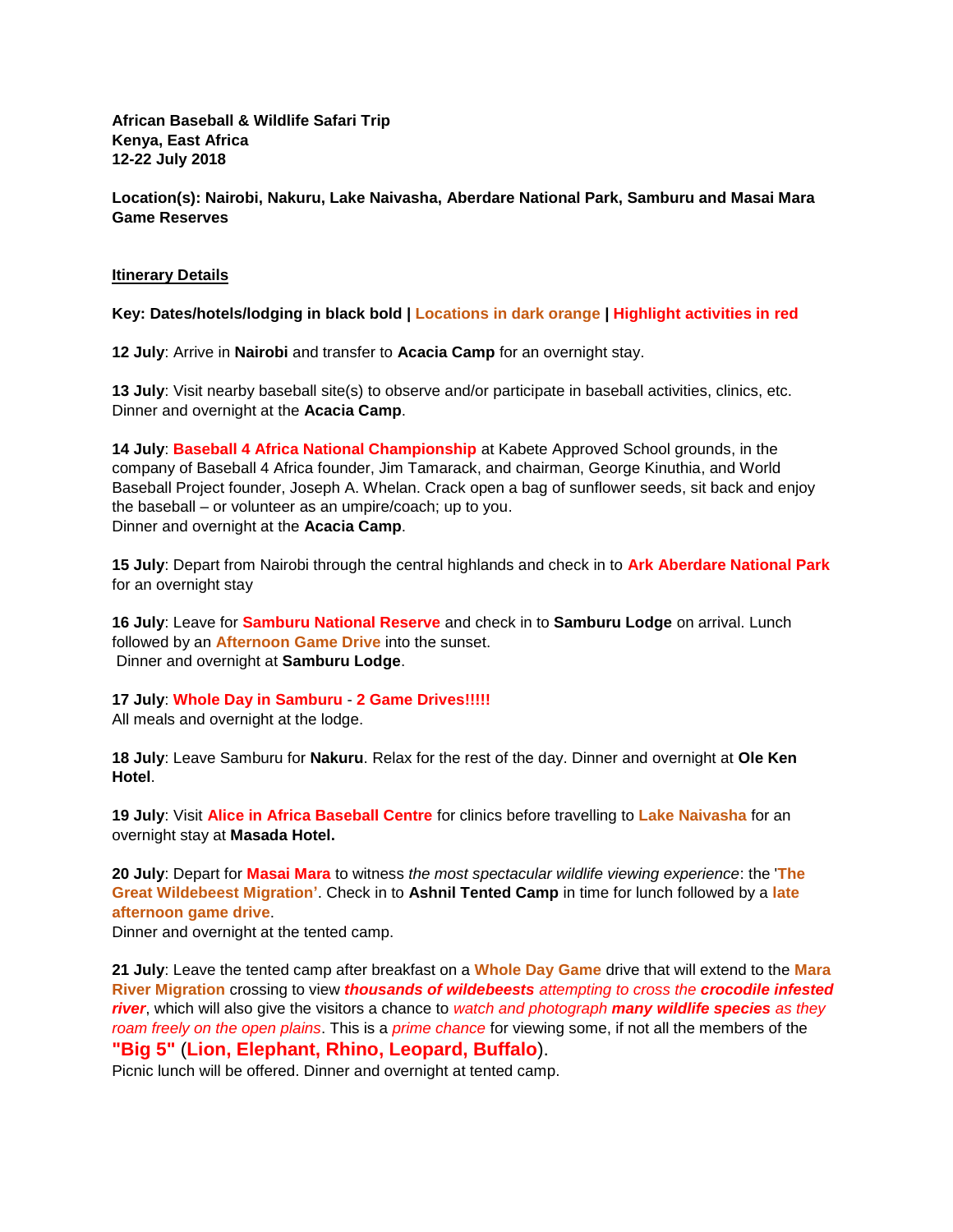**African Baseball & Wildlife Safari Trip**
**Kenya, East Africa**
**12-22 July 2018**

**Location(s): Nairobi, Nakuru, Lake Naivasha, Aberdare National Park, Samburu and Masai Mara Game Reserves**

**Itinerary Details**

**Key: Dates/hotels/lodging in black bold | Locations in dark orange | Highlight activities in red**

**12 July**: Arrive in **Nairobi** and transfer to **Acacia Camp** for an overnight stay.

**13 July**: Visit nearby baseball site(s) to observe and/or participate in baseball activities, clinics, etc. Dinner and overnight at the **Acacia Camp**.

**14 July**: **Baseball 4 Africa National Championship** at Kabete Approved School grounds, in the company of Baseball 4 Africa founder, Jim Tamarack, and chairman, George Kinuthia, and World Baseball Project founder, Joseph A. Whelan. Crack open a bag of sunflower seeds, sit back and enjoy the baseball – or volunteer as an umpire/coach; up to you.
Dinner and overnight at the **Acacia Camp**.

**15 July**: Depart from Nairobi through the central highlands and check in to **Ark Aberdare National Park** for an overnight stay

**16 July**: Leave for **Samburu National Reserve** and check in to **Samburu Lodge** on arrival. Lunch followed by an **Afternoon Game Drive** into the sunset.
Dinner and overnight at **Samburu Lodge**.

**17 July**: **Whole Day in Samburu** - **2 Game Drives!!!!!**
All meals and overnight at the lodge.

**18 July**: Leave Samburu for **Nakuru**. Relax for the rest of the day. Dinner and overnight at **Ole Ken Hotel**.

**19 July**: Visit **Alice in Africa Baseball Centre** for clinics before travelling to **Lake Naivasha** for an overnight stay at **Masada Hotel.**

**20 July**: Depart for **Masai Mara** to witness *the most spectacular wildlife viewing experience*: the '**The Great Wildebeest Migration'**. Check in to **Ashnil Tented Camp** in time for lunch followed by a **late afternoon game drive**.
Dinner and overnight at the tented camp.

**21 July**: Leave the tented camp after breakfast on a **Whole Day Game** drive that will extend to the **Mara River Migration** crossing to view ***thousands of wildebeests*** *attempting to cross the* ***crocodile infested river***, which will also give the visitors a chance to *watch and photograph* ***many wildlife species*** *as they roam freely on the open plains*. This is a *prime chance* for viewing some, if not all the members of the **"Big 5"** (**Lion, Elephant, Rhino, Leopard, Buffalo**).
Picnic lunch will be offered. Dinner and overnight at tented camp.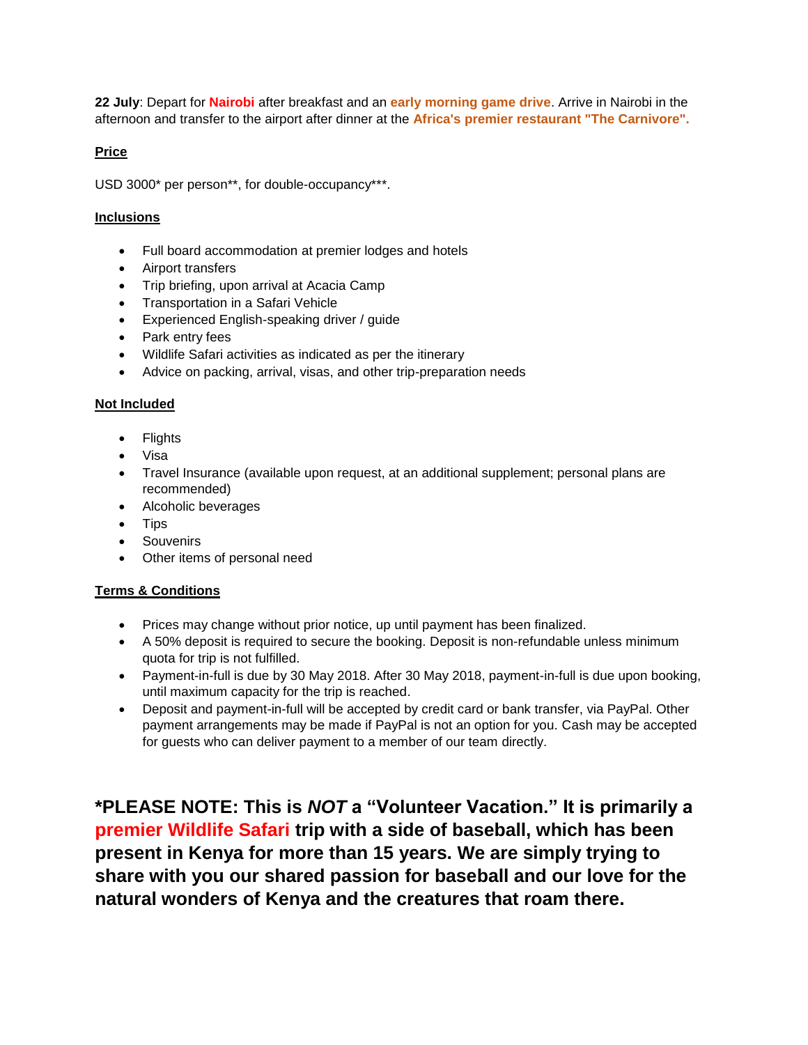**22 July**: Depart for **Nairobi** after breakfast and an **early morning game drive**. Arrive in Nairobi in the afternoon and transfer to the airport after dinner at the **Africa's premier restaurant "The Carnivore".**

**Price**

USD 3000* per person**, for double-occupancy***.

**Inclusions**

- Full board accommodation at premier lodges and hotels
- Airport transfers
- Trip briefing, upon arrival at Acacia Camp
- Transportation in a Safari Vehicle
- Experienced English-speaking driver / guide
- Park entry fees
- Wildlife Safari activities as indicated as per the itinerary
- Advice on packing, arrival, visas, and other trip-preparation needs

**Not Included**

- Flights
- Visa
- Travel Insurance (available upon request, at an additional supplement; personal plans are recommended)
- Alcoholic beverages
- Tips
- Souvenirs
- Other items of personal need

**Terms & Conditions**

- Prices may change without prior notice, up until payment has been finalized.
- A 50% deposit is required to secure the booking. Deposit is non-refundable unless minimum quota for trip is not fulfilled.
- Payment-in-full is due by 30 May 2018. After 30 May 2018, payment-in-full is due upon booking, until maximum capacity for the trip is reached.
- Deposit and payment-in-full will be accepted by credit card or bank transfer, via PayPal. Other payment arrangements may be made if PayPal is not an option for you. Cash may be accepted for guests who can deliver payment to a member of our team directly.

**\*PLEASE NOTE: This is *NOT* a "Volunteer Vacation." It is primarily a premier Wildlife Safari trip with a side of baseball, which has been present in Kenya for more than 15 years. We are simply trying to share with you our shared passion for baseball and our love for the natural wonders of Kenya and the creatures that roam there.**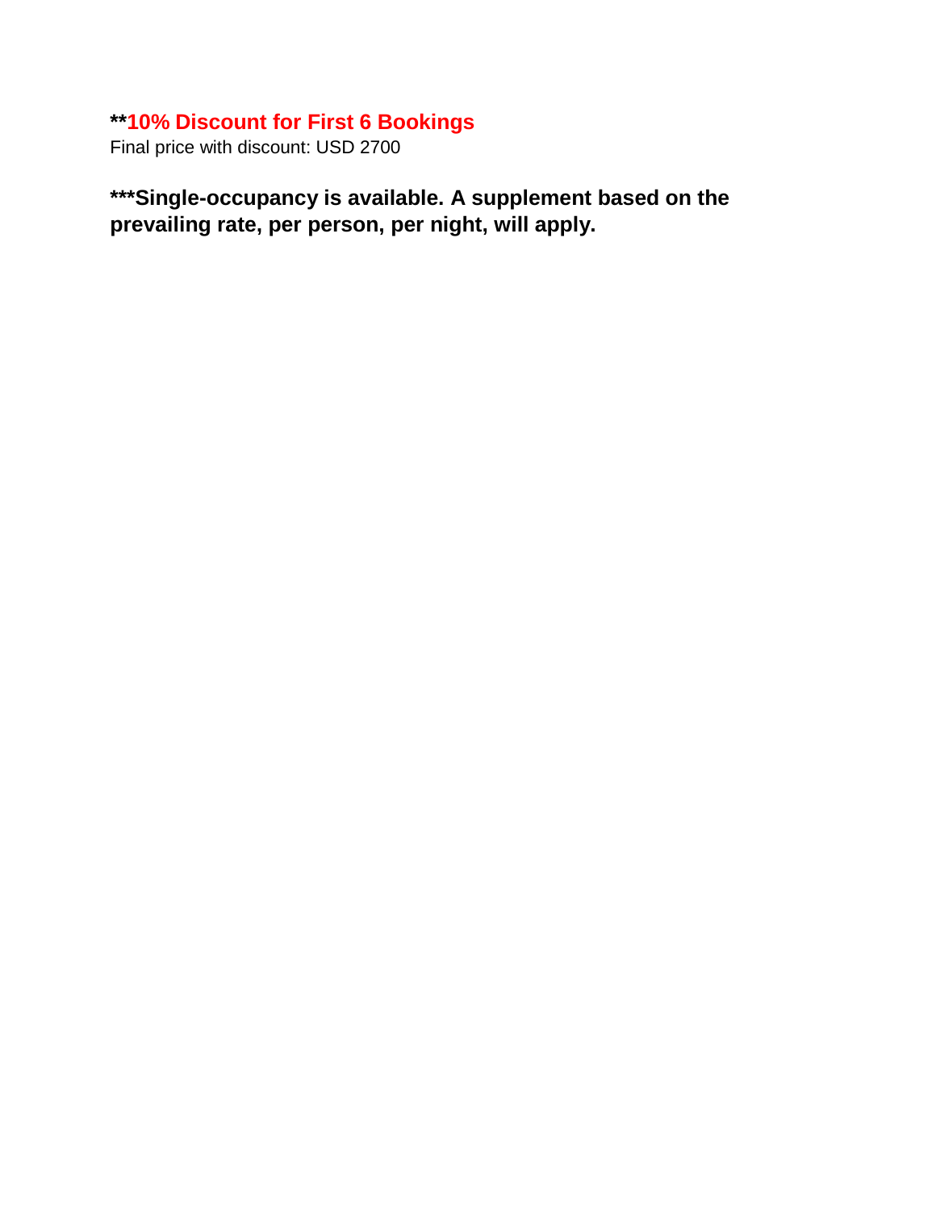**\*\*10% Discount for First 6 Bookings**
Final price with discount: USD 2700

**\*\*\*Single-occupancy is available. A supplement based on the prevailing rate, per person, per night, will apply.**